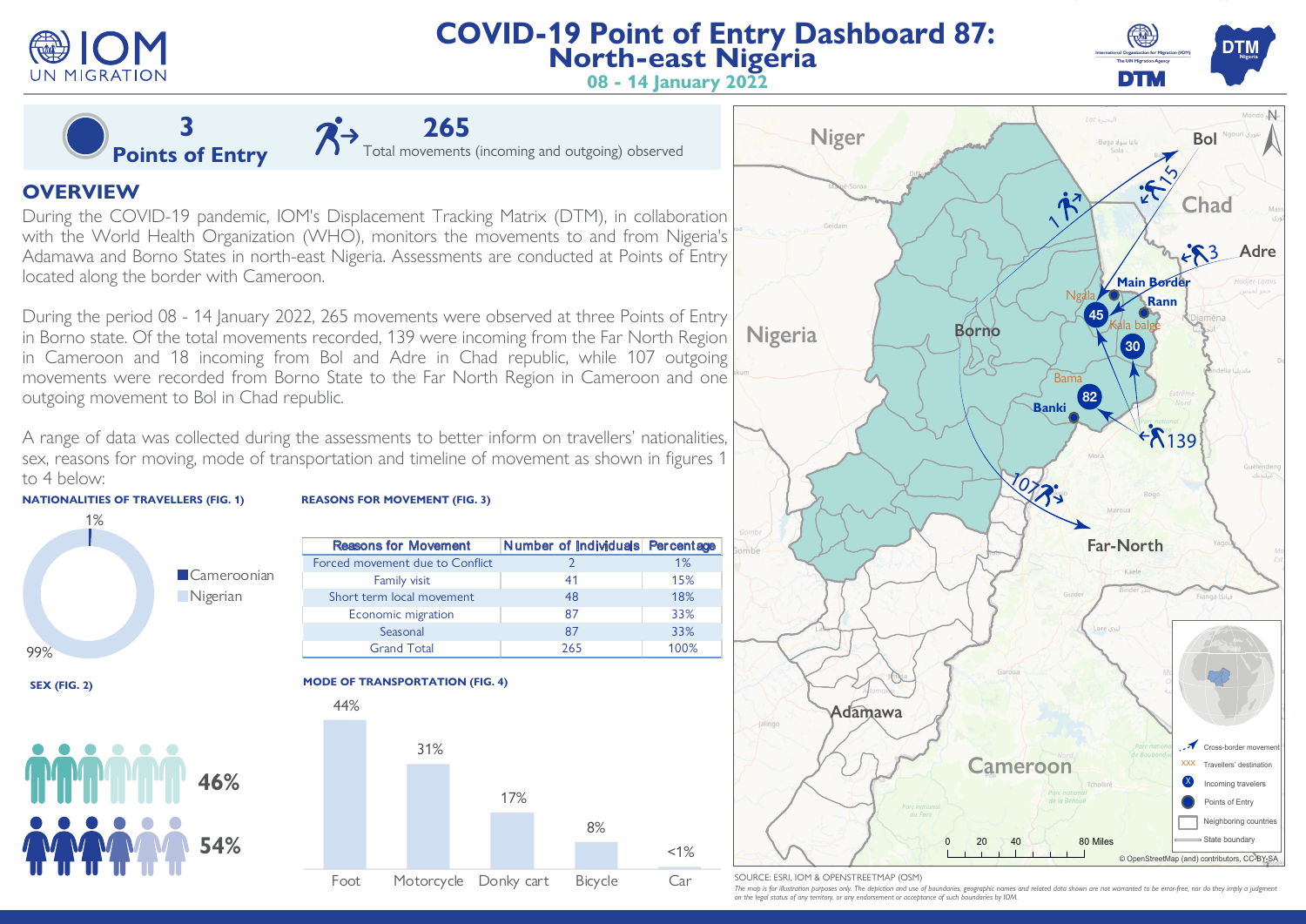# COVID-19 Point of Entry Dashboard 87: North-east Nigeria

**08 - 14 January 2022**

**3** Points of Entry

**265** Total movements (incoming and outgoing) observed

## OVERVIEW

During the COVID-19 pandemic, IOM's Displacement Tracking Matrix (DTM), in collaboration with the World Health Organization (WHO), monitors the movements to and from Nigeria's Adamawa and Borno States in north-east Nigeria. Assessments are conducted at Points of Entry located along the border with Cameroon.

During the period 08 - 14 January 2022, 265 movements were observed at three Points of Entry in Borno state. Of the total movements recorded, 139 were incoming from the Far North Region in Cameroon and 18 incoming from Bol and Adre in Chad republic, while 107 outgoing movements were recorded from Borno State to the Far North Region in Cameroon and one outgoing movement to Bol in Chad republic.

A range of data was collected during the assessments to better inform on travellers' nationalities, sex, reasons for moving, mode of transportation and timeline of movement as shown in figures 1 to 4 below:

### NATIONALITIES OF TRAVELLERS (FIG. 1)

- Cameroonian: 1%
- Nigerian: 99%

### REASONS FOR MOVEMENT (FIG. 3)

| Reasons for Movement | Number of Individuals | Percentage |
|---|---|---|
| Forced movement due to Conflict | 2 | 1% |
| Family visit | 41 | 15% |
| Short term local movement | 48 | 18% |
| Economic migration | 87 | 33% |
| Seasonal | 87 | 33% |
| Grand Total | 265 | 100% |

### SEX (FIG. 2)

- 46%
- 54%

### MODE OF TRANSPORTATION (FIG. 4)

| Foot | Motorcycle | Donky cart | Bicycle | Car |
|---|---|---|---|---|
| 44% | 31% | 17% | 8% | <1% |

Map labels: Niger, Chad, Nigeria, Cameroon, Borno, Adamawa, Far-North, Bol, Adre, Main Border, Rann, Ngala, Kala balge, Bama, Banki. Movements: 1, 15, 3, 45, 30, 82, 139, 107. Legend: Cross-border movement; Travellers' destination; Incoming travelers; Points of Entry; Neighboring countries; State boundary. Scale: 0, 20, 40, 80 Miles. © OpenStreetMap (and) contributors, CC-BY-SA

SOURCE: ESRI, IOM & OPENSTREETMAP (OSM)

*The map is for illustration purposes only. The depiction and use of boundaries, geographic names and related data shown are not warranted to be error-free, nor do they imply a judgment on the legal status of any territory, or any endorsement or acceptance of such boundaries by IOM.*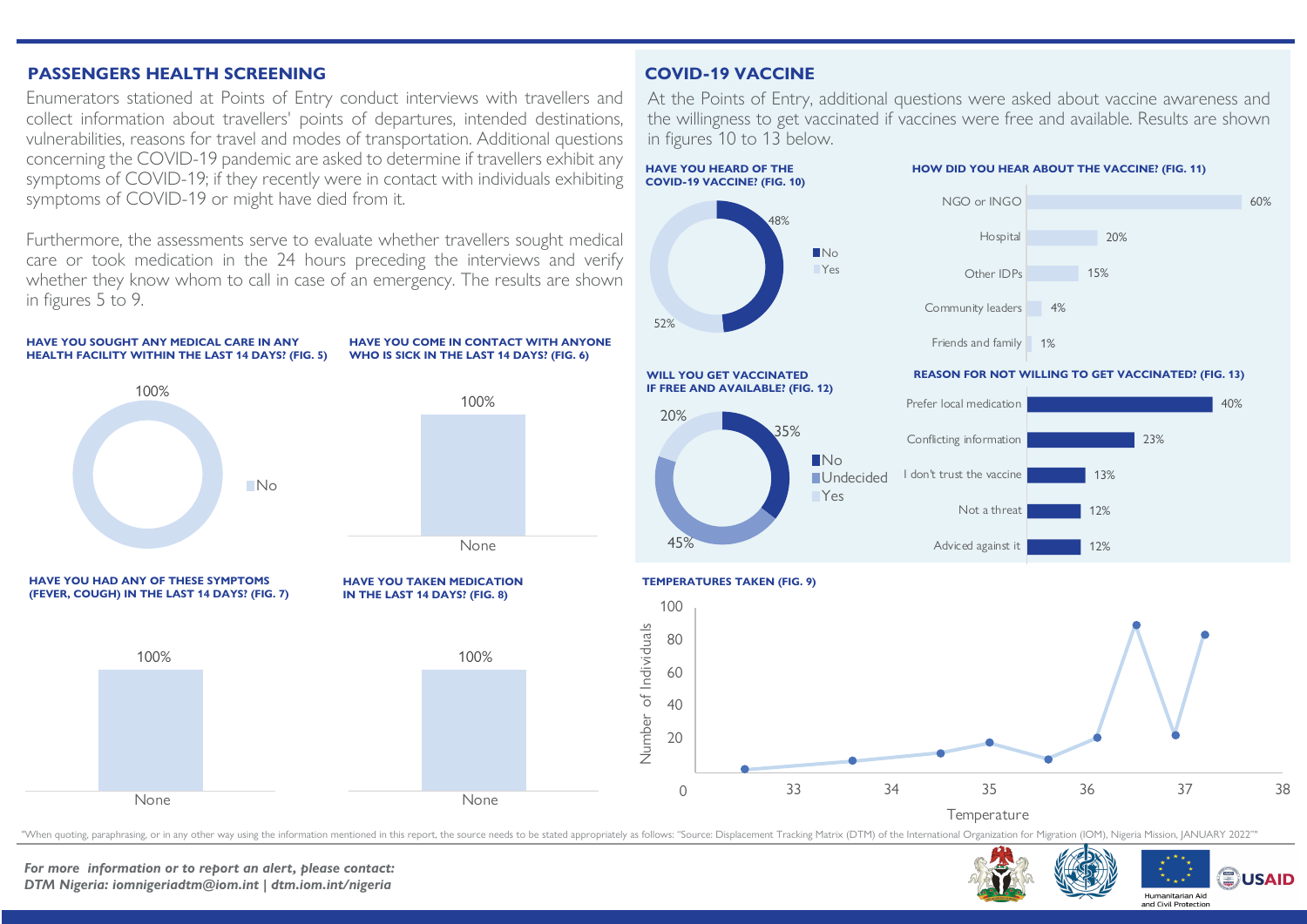## PASSENGERS HEALTH SCREENING

Enumerators stationed at Points of Entry conduct interviews with travellers and collect information about travellers' points of departures, intended destinations, vulnerabilities, reasons for travel and modes of transportation. Additional questions concerning the COVID-19 pandemic are asked to determine if travellers exhibit any symptoms of COVID-19; if they recently were in contact with individuals exhibiting symptoms of COVID-19 or might have died from it.

Furthermore, the assessments serve to evaluate whether travellers sought medical care or took medication in the 24 hours preceding the interviews and verify whether they know whom to call in case of an emergency. The results are shown in figures 5 to 9.

**HAVE YOU SOUGHT ANY MEDICAL CARE IN ANY HEALTH FACILITY WITHIN THE LAST 14 DAYS? (FIG. 5)**

100%

No

**HAVE YOU COME IN CONTACT WITH ANYONE WHO IS SICK IN THE LAST 14 DAYS? (FIG. 6)**

100%

None

**HAVE YOU HAD ANY OF THESE SYMPTOMS (FEVER, COUGH) IN THE LAST 14 DAYS? (FIG. 7)**

100%

None

**HAVE YOU TAKEN MEDICATION IN THE LAST 14 DAYS? (FIG. 8)**

100%

None

## COVID-19 VACCINE

At the Points of Entry, additional questions were asked about vaccine awareness and the willingness to get vaccinated if vaccines were free and available. Results are shown in figures 10 to 13 below.

**HAVE YOU HEARD OF THE COVID-19 VACCINE? (FIG. 10)**

48%

52%

No

Yes

**HOW DID YOU HEAR ABOUT THE VACCINE? (FIG. 11)**

NGO or INGO 60%

Hospital 20%

Other IDPs 15%

Community leaders 4%

Friends and family 1%

**WILL YOU GET VACCINATED IF FREE AND AVAILABLE? (FIG. 12)**

20%

35%

45%

No

Undecided

Yes

**REASON FOR NOT WILLING TO GET VACCINATED? (FIG. 13)**

Prefer local medication 40%

Conflicting information 23%

I don't trust the vaccine 13%

Not a threat 12%

Adviced against it 12%

**TEMPERATURES TAKEN (FIG. 9)**

Number of Individuals

100, 80, 60, 40, 20, 0

33, 34, 35, 36, 37, 38

Temperature

"When quoting, paraphrasing, or in any other way using the information mentioned in this report, the source needs to be stated appropriately as follows: "Source: Displacement Tracking Matrix (DTM) of the International Organization for Migration (IOM), Nigeria Mission, JANUARY 2022""

*For more information or to report an alert, please contact:*
*DTM Nigeria: iomnigeriadtm@iom.int | dtm.iom.int/nigeria*